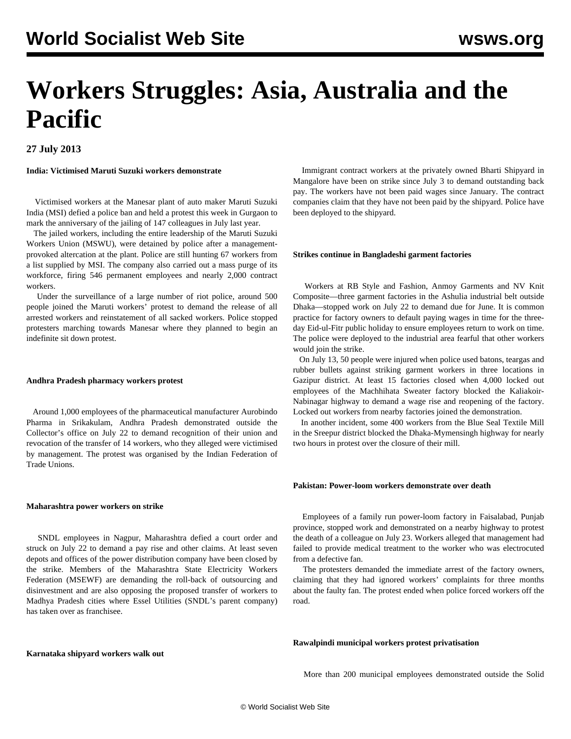# Workers Struggles: Asia, Australia and the Pacific

**27 July 2013**

**India: Victimised Maruti Suzuki workers demonstrate**

Victimised workers at the Manesar plant of auto maker Maruti Suzuki India (MSI) defied a police ban and held a protest this week in Gurgaon to mark the anniversary of the jailing of 147 colleagues in July last year.

The jailed workers, including the entire leadership of the Maruti Suzuki Workers Union (MSWU), were detained by police after a management-provoked altercation at the plant. Police are still hunting 67 workers from a list supplied by MSI. The company also carried out a mass purge of its workforce, firing 546 permanent employees and nearly 2,000 contract workers.

Under the surveillance of a large number of riot police, around 500 people joined the Maruti workers' protest to demand the release of all arrested workers and reinstatement of all sacked workers. Police stopped protesters marching towards Manesar where they planned to begin an indefinite sit down protest.

**Andhra Pradesh pharmacy workers protest**

Around 1,000 employees of the pharmaceutical manufacturer Aurobindo Pharma in Srikakulam, Andhra Pradesh demonstrated outside the Collector's office on July 22 to demand recognition of their union and revocation of the transfer of 14 workers, who they alleged were victimised by management. The protest was organised by the Indian Federation of Trade Unions.

**Maharashtra power workers on strike**

SNDL employees in Nagpur, Maharashtra defied a court order and struck on July 22 to demand a pay rise and other claims. At least seven depots and offices of the power distribution company have been closed by the strike. Members of the Maharashtra State Electricity Workers Federation (MSEWF) are demanding the roll-back of outsourcing and disinvestment and are also opposing the proposed transfer of workers to Madhya Pradesh cities where Essel Utilities (SNDL's parent company) has taken over as franchisee.

**Karnataka shipyard workers walk out**

Immigrant contract workers at the privately owned Bharti Shipyard in Mangalore have been on strike since July 3 to demand outstanding back pay. The workers have not been paid wages since January. The contract companies claim that they have not been paid by the shipyard. Police have been deployed to the shipyard.

**Strikes continue in Bangladeshi garment factories**

Workers at RB Style and Fashion, Anmoy Garments and NV Knit Composite—three garment factories in the Ashulia industrial belt outside Dhaka—stopped work on July 22 to demand due for June. It is common practice for factory owners to default paying wages in time for the three-day Eid-ul-Fitr public holiday to ensure employees return to work on time. The police were deployed to the industrial area fearful that other workers would join the strike.

On July 13, 50 people were injured when police used batons, teargas and rubber bullets against striking garment workers in three locations in Gazipur district. At least 15 factories closed when 4,000 locked out employees of the Machhihata Sweater factory blocked the Kaliakoir-Nabinagar highway to demand a wage rise and reopening of the factory. Locked out workers from nearby factories joined the demonstration.

In another incident, some 400 workers from the Blue Seal Textile Mill in the Sreepur district blocked the Dhaka-Mymensingh highway for nearly two hours in protest over the closure of their mill.

**Pakistan: Power-loom workers demonstrate over death**

Employees of a family run power-loom factory in Faisalabad, Punjab province, stopped work and demonstrated on a nearby highway to protest the death of a colleague on July 23. Workers alleged that management had failed to provide medical treatment to the worker who was electrocuted from a defective fan.

The protesters demanded the immediate arrest of the factory owners, claiming that they had ignored workers' complaints for three months about the faulty fan. The protest ended when police forced workers off the road.

**Rawalpindi municipal workers protest privatisation**

More than 200 municipal employees demonstrated outside the Solid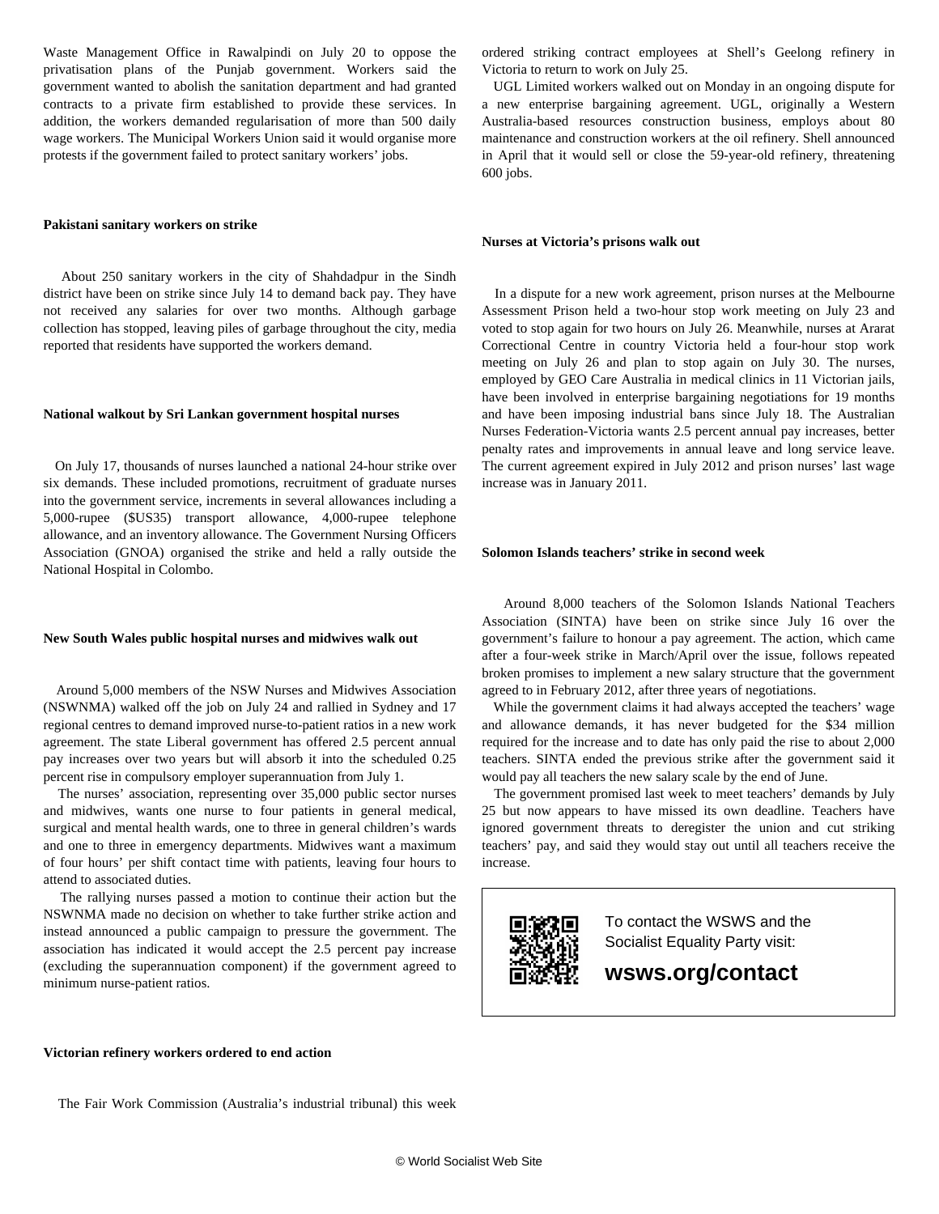Waste Management Office in Rawalpindi on July 20 to oppose the privatisation plans of the Punjab government. Workers said the government wanted to abolish the sanitation department and had granted contracts to a private firm established to provide these services. In addition, the workers demanded regularisation of more than 500 daily wage workers. The Municipal Workers Union said it would organise more protests if the government failed to protect sanitary workers' jobs.

**Pakistani sanitary workers on strike**

About 250 sanitary workers in the city of Shahdadpur in the Sindh district have been on strike since July 14 to demand back pay. They have not received any salaries for over two months. Although garbage collection has stopped, leaving piles of garbage throughout the city, media reported that residents have supported the workers demand.

**National walkout by Sri Lankan government hospital nurses**

On July 17, thousands of nurses launched a national 24-hour strike over six demands. These included promotions, recruitment of graduate nurses into the government service, increments in several allowances including a 5,000-rupee ($US35) transport allowance, 4,000-rupee telephone allowance, and an inventory allowance. The Government Nursing Officers Association (GNOA) organised the strike and held a rally outside the National Hospital in Colombo.

**New South Wales public hospital nurses and midwives walk out**

Around 5,000 members of the NSW Nurses and Midwives Association (NSWNMA) walked off the job on July 24 and rallied in Sydney and 17 regional centres to demand improved nurse-to-patient ratios in a new work agreement. The state Liberal government has offered 2.5 percent annual pay increases over two years but will absorb it into the scheduled 0.25 percent rise in compulsory employer superannuation from July 1.

The nurses' association, representing over 35,000 public sector nurses and midwives, wants one nurse to four patients in general medical, surgical and mental health wards, one to three in general children's wards and one to three in emergency departments. Midwives want a maximum of four hours' per shift contact time with patients, leaving four hours to attend to associated duties.

The rallying nurses passed a motion to continue their action but the NSWNMA made no decision on whether to take further strike action and instead announced a public campaign to pressure the government. The association has indicated it would accept the 2.5 percent pay increase (excluding the superannuation component) if the government agreed to minimum nurse-patient ratios.

**Victorian refinery workers ordered to end action**

The Fair Work Commission (Australia's industrial tribunal) this week ordered striking contract employees at Shell's Geelong refinery in Victoria to return to work on July 25.

UGL Limited workers walked out on Monday in an ongoing dispute for a new enterprise bargaining agreement. UGL, originally a Western Australia-based resources construction business, employs about 80 maintenance and construction workers at the oil refinery. Shell announced in April that it would sell or close the 59-year-old refinery, threatening 600 jobs.

**Nurses at Victoria's prisons walk out**

In a dispute for a new work agreement, prison nurses at the Melbourne Assessment Prison held a two-hour stop work meeting on July 23 and voted to stop again for two hours on July 26. Meanwhile, nurses at Ararat Correctional Centre in country Victoria held a four-hour stop work meeting on July 26 and plan to stop again on July 30. The nurses, employed by GEO Care Australia in medical clinics in 11 Victorian jails, have been involved in enterprise bargaining negotiations for 19 months and have been imposing industrial bans since July 18. The Australian Nurses Federation-Victoria wants 2.5 percent annual pay increases, better penalty rates and improvements in annual leave and long service leave. The current agreement expired in July 2012 and prison nurses' last wage increase was in January 2011.

**Solomon Islands teachers' strike in second week**

Around 8,000 teachers of the Solomon Islands National Teachers Association (SINTA) have been on strike since July 16 over the government's failure to honour a pay agreement. The action, which came after a four-week strike in March/April over the issue, follows repeated broken promises to implement a new salary structure that the government agreed to in February 2012, after three years of negotiations.

While the government claims it had always accepted the teachers' wage and allowance demands, it has never budgeted for the $34 million required for the increase and to date has only paid the rise to about 2,000 teachers. SINTA ended the previous strike after the government said it would pay all teachers the new salary scale by the end of June.

The government promised last week to meet teachers' demands by July 25 but now appears to have missed its own deadline. Teachers have ignored government threats to deregister the union and cut striking teachers' pay, and said they would stay out until all teachers receive the increase.

To contact the WSWS and the Socialist Equality Party visit:

**wsws.org/contact**